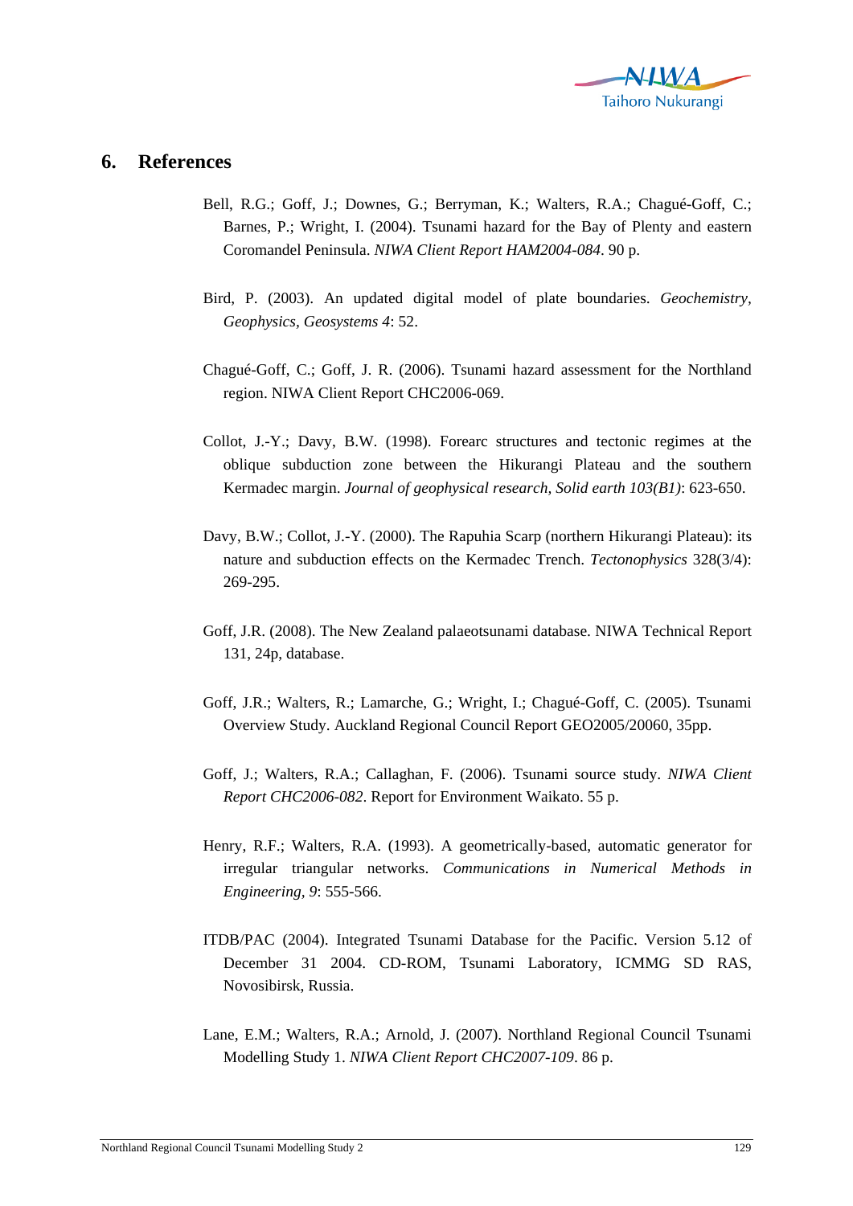# 6. References

Bell, R.G.; Goff, J.; Downes, G.; Berryman, K.; Walters, R.A.; Chagué-Goff, C.; Barnes, P.; Wright, I. (2004). Tsunami hazard for the Bay of Plenty and eastern Coromandel Peninsula. *NIWA Client Report HAM2004-084*. 90 p.

Bird, P. (2003). An updated digital model of plate boundaries. *Geochemistry, Geophysics, Geosystems 4*: 52.

Chagué-Goff, C.; Goff, J. R. (2006). Tsunami hazard assessment for the Northland region. NIWA Client Report CHC2006-069.

Collot, J.-Y.; Davy, B.W. (1998). Forearc structures and tectonic regimes at the oblique subduction zone between the Hikurangi Plateau and the southern Kermadec margin. *Journal of geophysical research, Solid earth 103(B1)*: 623-650.

Davy, B.W.; Collot, J.-Y. (2000). The Rapuhia Scarp (northern Hikurangi Plateau): its nature and subduction effects on the Kermadec Trench. *Tectonophysics* 328(3/4): 269-295.

Goff, J.R. (2008). The New Zealand palaeotsunami database. NIWA Technical Report 131, 24p, database.

Goff, J.R.; Walters, R.; Lamarche, G.; Wright, I.; Chagué-Goff, C. (2005). Tsunami Overview Study. Auckland Regional Council Report GEO2005/20060, 35pp.

Goff, J.; Walters, R.A.; Callaghan, F. (2006). Tsunami source study. *NIWA Client Report CHC2006-082*. Report for Environment Waikato. 55 p.

Henry, R.F.; Walters, R.A. (1993). A geometrically-based, automatic generator for irregular triangular networks. *Communications in Numerical Methods in Engineering, 9*: 555-566.

ITDB/PAC (2004). Integrated Tsunami Database for the Pacific. Version 5.12 of December 31 2004. CD-ROM, Tsunami Laboratory, ICMMG SD RAS, Novosibirsk, Russia.

Lane, E.M.; Walters, R.A.; Arnold, J. (2007). Northland Regional Council Tsunami Modelling Study 1. *NIWA Client Report CHC2007-109*. 86 p.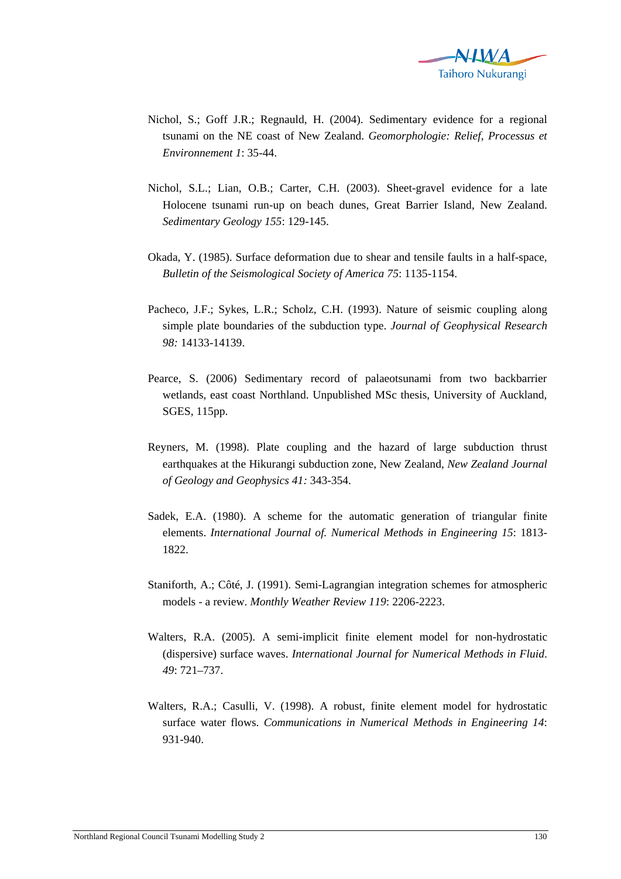Nichol, S.; Goff J.R.; Regnauld, H. (2004). Sedimentary evidence for a regional tsunami on the NE coast of New Zealand. *Geomorphologie: Relief, Processus et Environnement 1*: 35-44.

Nichol, S.L.; Lian, O.B.; Carter, C.H. (2003). Sheet-gravel evidence for a late Holocene tsunami run-up on beach dunes, Great Barrier Island, New Zealand. *Sedimentary Geology 155*: 129-145.

Okada, Y. (1985). Surface deformation due to shear and tensile faults in a half-space, *Bulletin of the Seismological Society of America 75*: 1135-1154.

Pacheco, J.F.; Sykes, L.R.; Scholz, C.H. (1993). Nature of seismic coupling along simple plate boundaries of the subduction type. *Journal of Geophysical Research 98:* 14133-14139.

Pearce, S. (2006) Sedimentary record of palaeotsunami from two backbarrier wetlands, east coast Northland. Unpublished MSc thesis, University of Auckland, SGES, 115pp.

Reyners, M. (1998). Plate coupling and the hazard of large subduction thrust earthquakes at the Hikurangi subduction zone, New Zealand, *New Zealand Journal of Geology and Geophysics 41:* 343-354.

Sadek, E.A. (1980). A scheme for the automatic generation of triangular finite elements. *International Journal of. Numerical Methods in Engineering 15*: 1813-1822.

Staniforth, A.; Côté, J. (1991). Semi-Lagrangian integration schemes for atmospheric models - a review. *Monthly Weather Review 119*: 2206-2223.

Walters, R.A. (2005). A semi-implicit finite element model for non-hydrostatic (dispersive) surface waves. *International Journal for Numerical Methods in Fluid*. *49*: 721–737.

Walters, R.A.; Casulli, V. (1998). A robust, finite element model for hydrostatic surface water flows. *Communications in Numerical Methods in Engineering 14*: 931-940.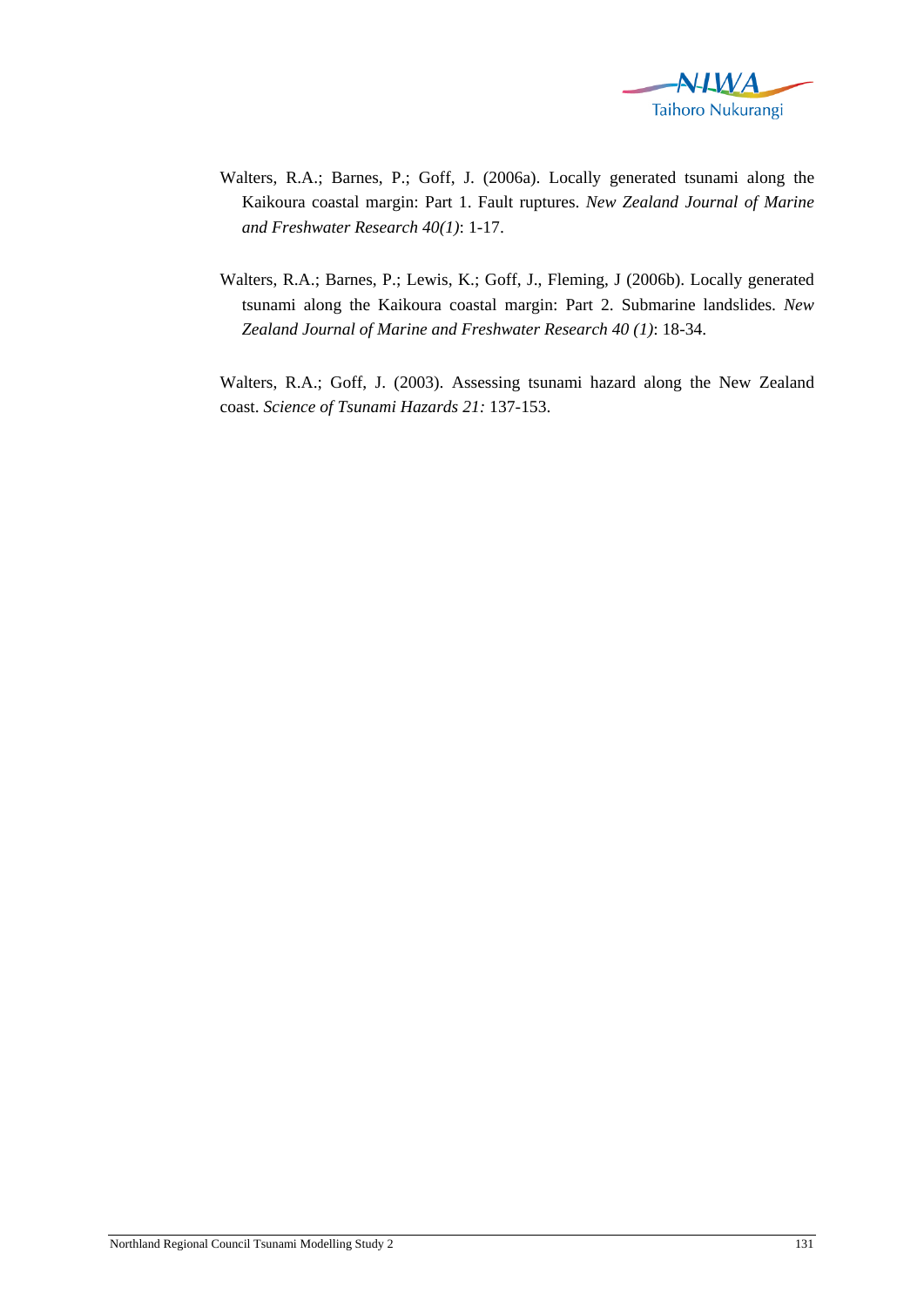Walters, R.A.; Barnes, P.; Goff, J. (2006a). Locally generated tsunami along the Kaikoura coastal margin: Part 1. Fault ruptures. *New Zealand Journal of Marine and Freshwater Research 40(1)*: 1-17.

Walters, R.A.; Barnes, P.; Lewis, K.; Goff, J., Fleming, J (2006b). Locally generated tsunami along the Kaikoura coastal margin: Part 2. Submarine landslides. *New Zealand Journal of Marine and Freshwater Research 40 (1)*: 18-34.

Walters, R.A.; Goff, J. (2003). Assessing tsunami hazard along the New Zealand coast. *Science of Tsunami Hazards 21:* 137-153.